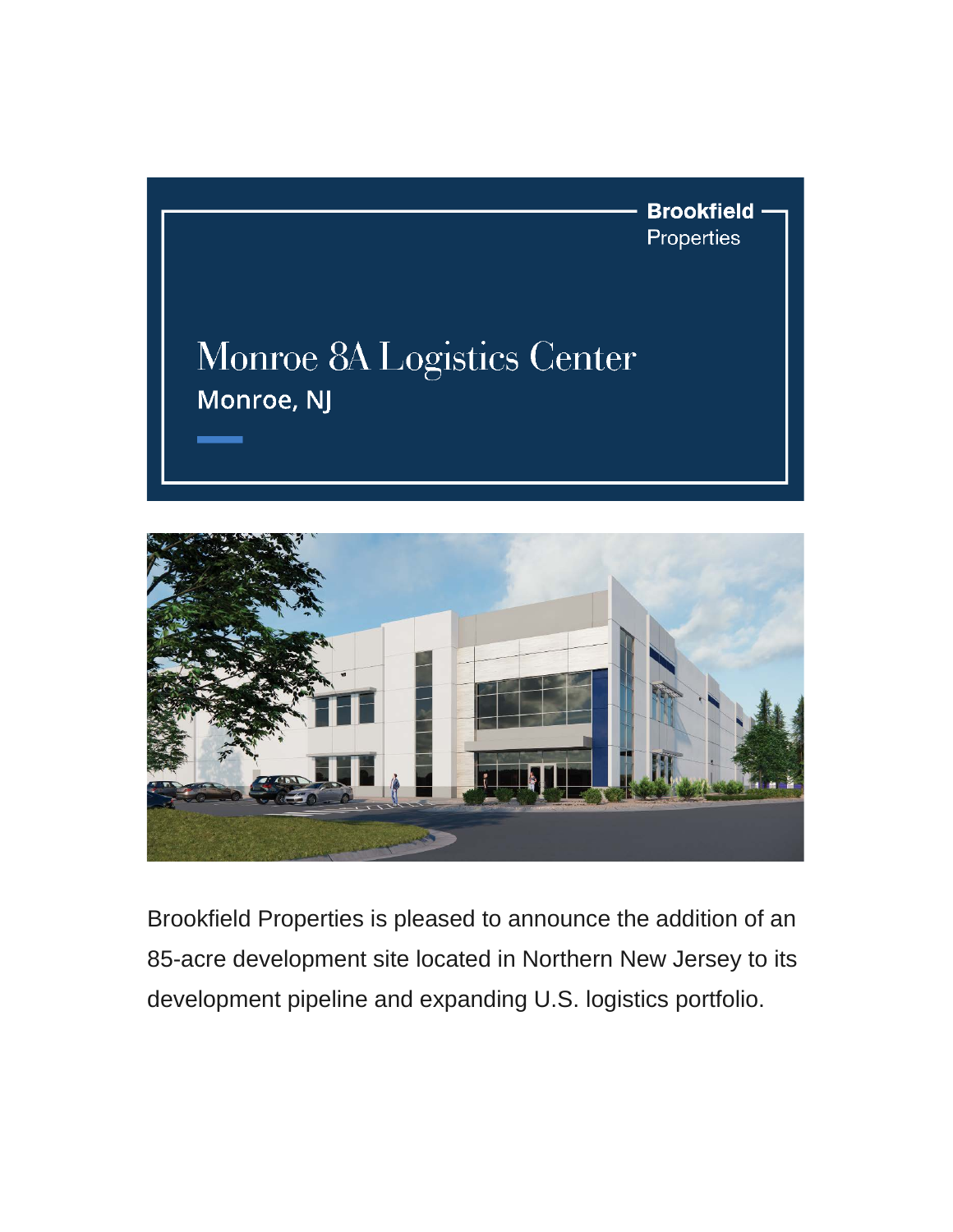Brookfield
Properties

# Monroe 8A Logistics Center

## Monroe, NJ

Brookfield Properties is pleased to announce the addition of an 85-acre development site located in Northern New Jersey to its development pipeline and expanding U.S. logistics portfolio.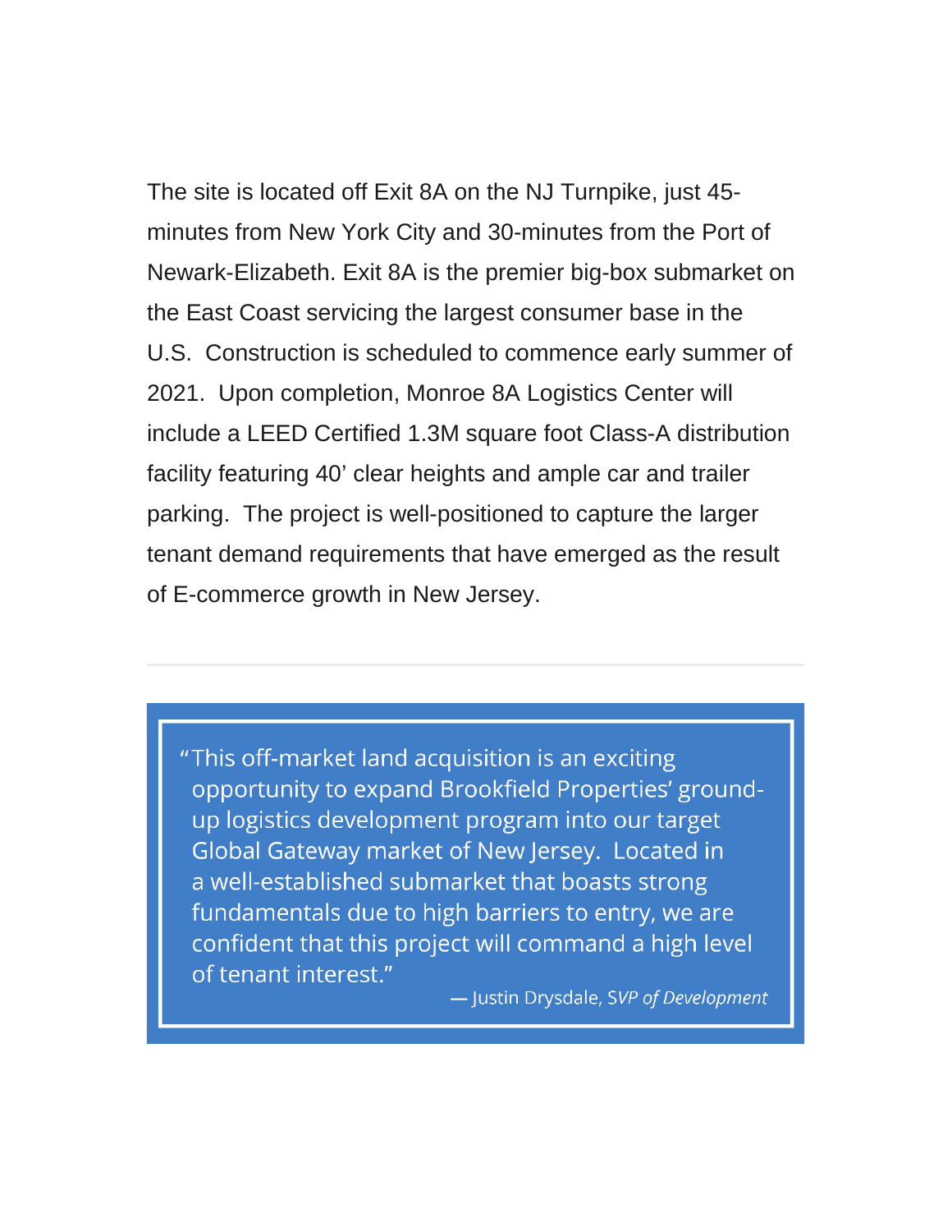The site is located off Exit 8A on the NJ Turnpike, just 45-minutes from New York City and 30-minutes from the Port of Newark-Elizabeth. Exit 8A is the premier big-box submarket on the East Coast servicing the largest consumer base in the U.S.  Construction is scheduled to commence early summer of 2021.  Upon completion, Monroe 8A Logistics Center will include a LEED Certified 1.3M square foot Class-A distribution facility featuring 40' clear heights and ample car and trailer parking.  The project is well-positioned to capture the larger tenant demand requirements that have emerged as the result of E-commerce growth in New Jersey.

---

> "This off-market land acquisition is an exciting opportunity to expand Brookfield Properties' ground-up logistics development program into our target Global Gateway market of New Jersey.  Located in a well-established submarket that boasts strong fundamentals due to high barriers to entry, we are confident that this project will command a high level of tenant interest."
>
> — Justin Drysdale, *SVP of Development*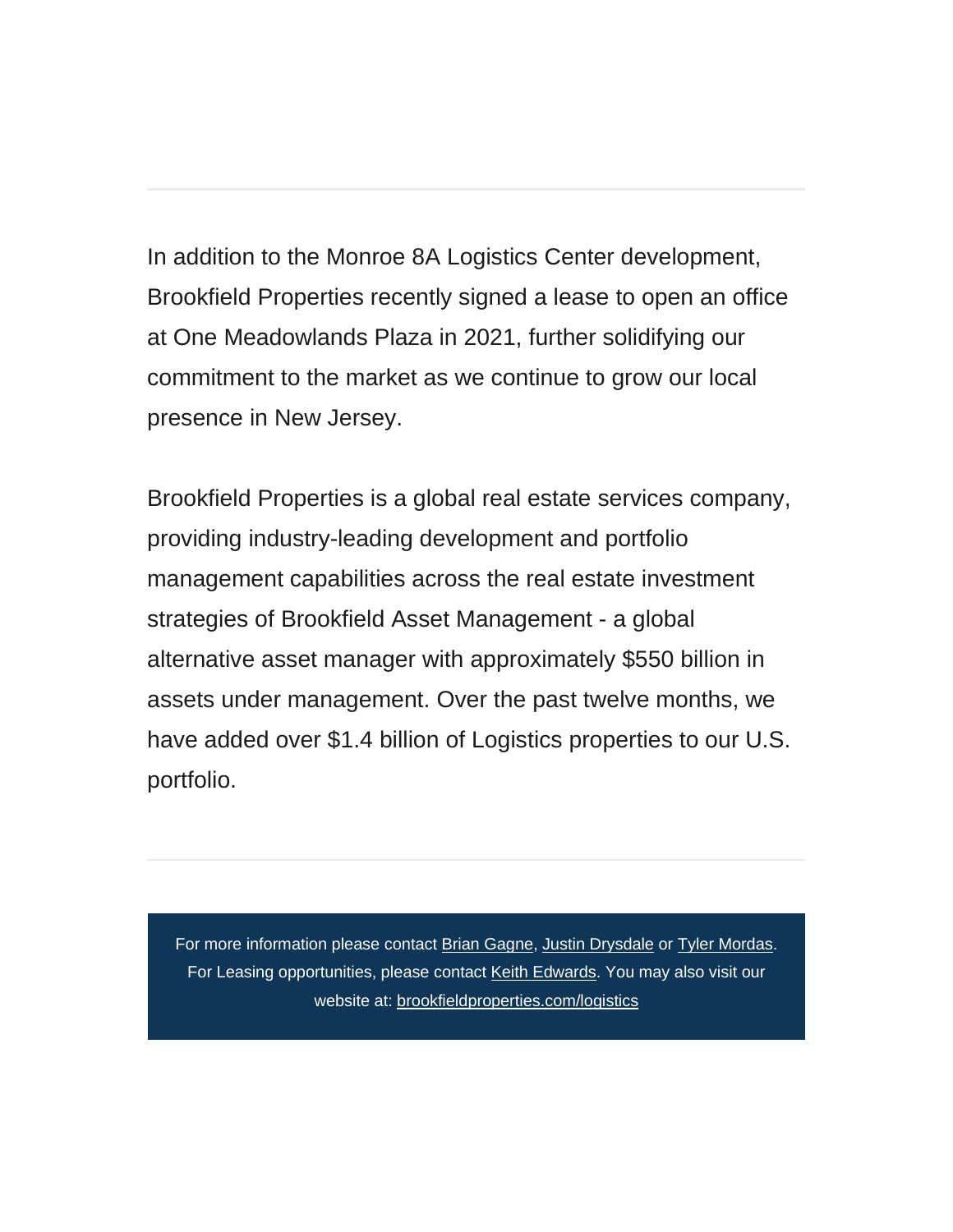---

In addition to the Monroe 8A Logistics Center development, Brookfield Properties recently signed a lease to open an office at One Meadowlands Plaza in 2021, further solidifying our commitment to the market as we continue to grow our local presence in New Jersey.

Brookfield Properties is a global real estate services company, providing industry-leading development and portfolio management capabilities across the real estate investment strategies of Brookfield Asset Management - a global alternative asset manager with approximately $550 billion in assets under management. Over the past twelve months, we have added over $1.4 billion of Logistics properties to our U.S. portfolio.

---

For more information please contact Brian Gagne, Justin Drysdale or Tyler Mordas. For Leasing opportunities, please contact Keith Edwards. You may also visit our website at: brookfieldproperties.com/logistics